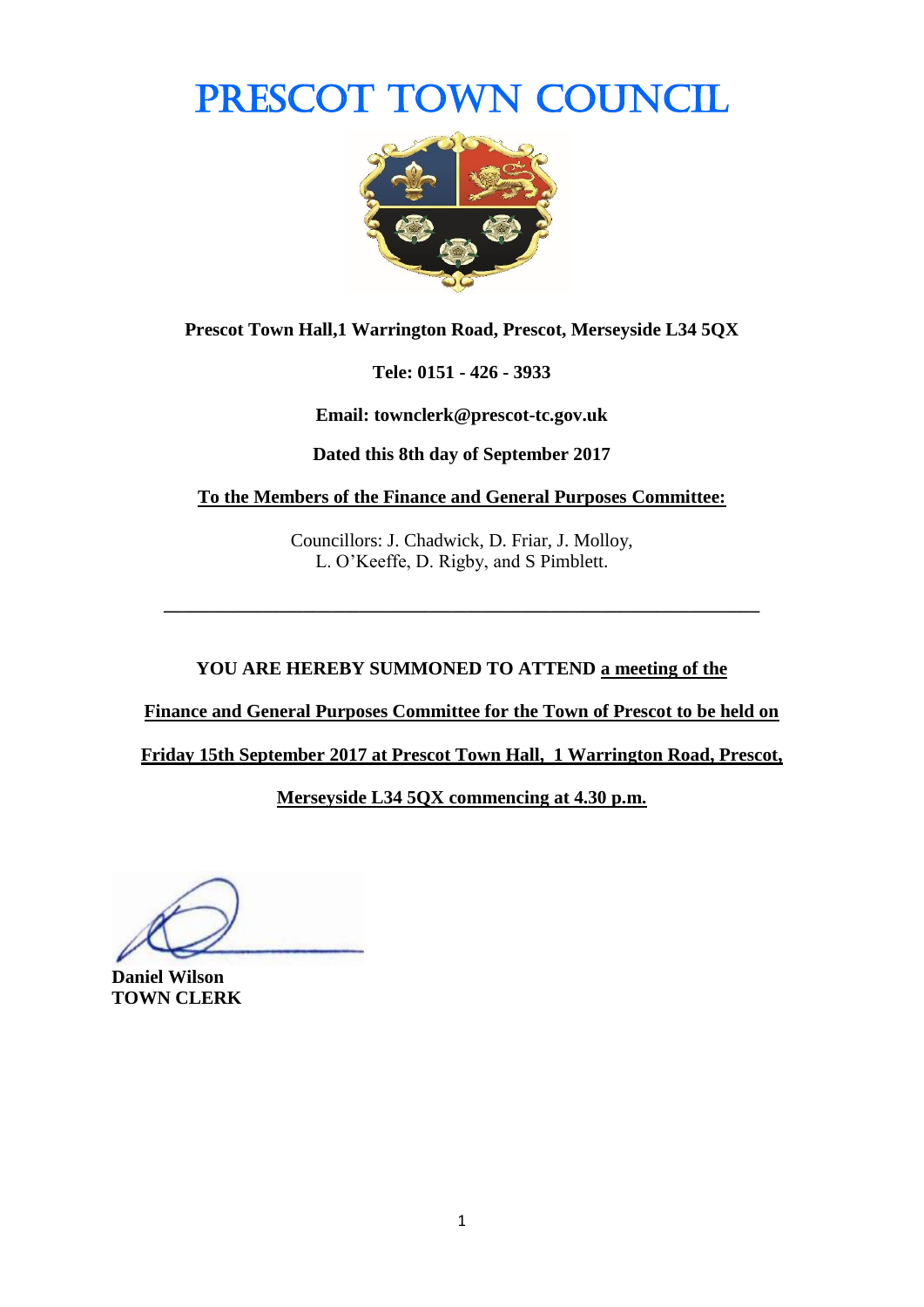# PRESCOT TOWN COUNCIL

**Prescot Town Hall,1 Warrington Road, Prescot, Merseyside L34 5QX**

**Tele: 0151 - 426 - 3933**

**Email: townclerk@prescot-tc.gov.uk**

**Dated this 8th day of September 2017**

**To the Members of the Finance and General Purposes Committee:**

Councillors: J. Chadwick, D. Friar, J. Molloy,
L. O'Keeffe, D. Rigby, and S Pimblett.

---

**YOU ARE HEREBY SUMMONED TO ATTEND a meeting of the Finance and General Purposes Committee for the Town of Prescot to be held on Friday 15th September 2017 at Prescot Town Hall, 1 Warrington Road, Prescot, Merseyside L34 5QX commencing at 4.30 p.m.**

**Daniel Wilson**
**TOWN CLERK**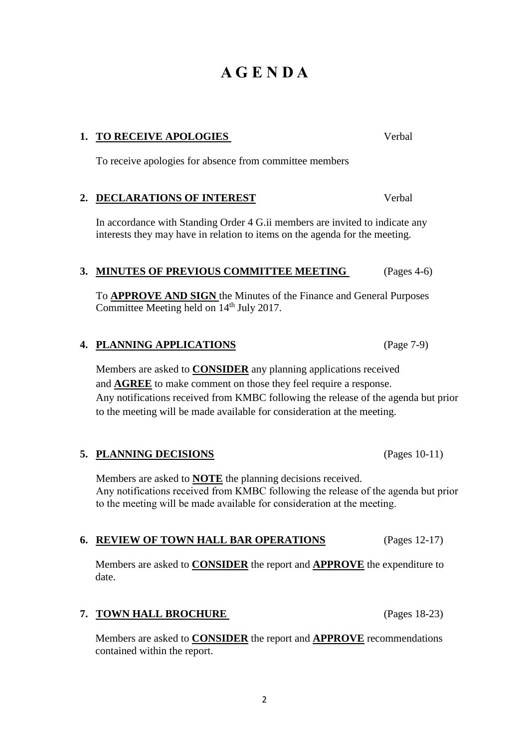# A G E N D A

**1. TO RECEIVE APOLOGIES** Verbal

To receive apologies for absence from committee members

**2. DECLARATIONS OF INTEREST** Verbal

In accordance with Standing Order 4 G.ii members are invited to indicate any interests they may have in relation to items on the agenda for the meeting.

**3. MINUTES OF PREVIOUS COMMITTEE MEETING** (Pages 4-6)

To **APPROVE AND SIGN** the Minutes of the Finance and General Purposes Committee Meeting held on 14th July 2017.

**4. PLANNING APPLICATIONS** (Page 7-9)

Members are asked to **CONSIDER** any planning applications received and **AGREE** to make comment on those they feel require a response. Any notifications received from KMBC following the release of the agenda but prior to the meeting will be made available for consideration at the meeting.

**5. PLANNING DECISIONS** (Pages 10-11)

Members are asked to **NOTE** the planning decisions received. Any notifications received from KMBC following the release of the agenda but prior to the meeting will be made available for consideration at the meeting.

**6. REVIEW OF TOWN HALL BAR OPERATIONS** (Pages 12-17)

Members are asked to **CONSIDER** the report and **APPROVE** the expenditure to date.

**7. TOWN HALL BROCHURE** (Pages 18-23)

Members are asked to **CONSIDER** the report and **APPROVE** recommendations contained within the report.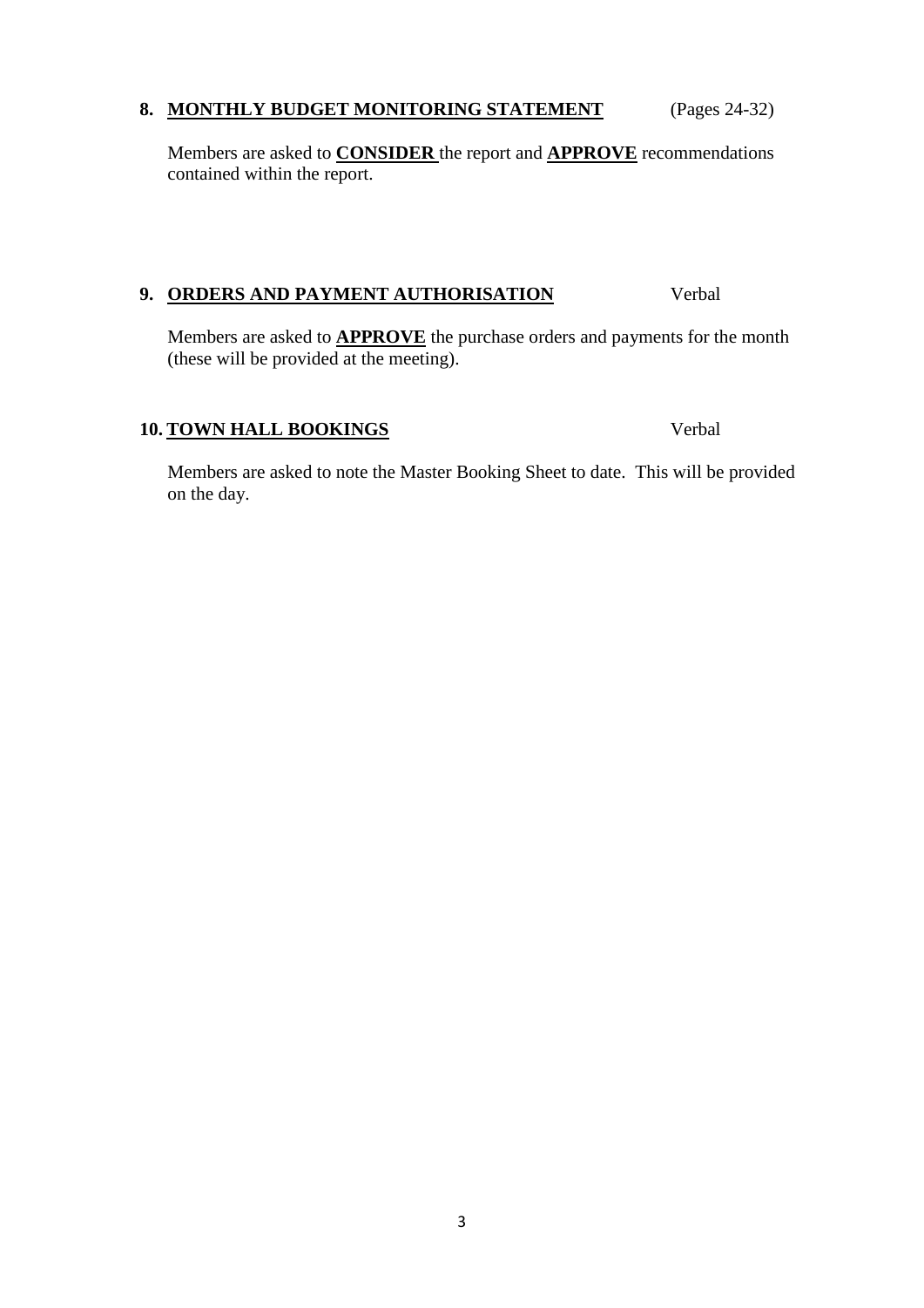**8. <u>MONTHLY BUDGET MONITORING STATEMENT</u>** (Pages 24-32)

Members are asked to **<u>CONSIDER</u>** the report and **<u>APPROVE</u>** recommendations contained within the report.

**9. <u>ORDERS AND PAYMENT AUTHORISATION</u>** Verbal

Members are asked to **<u>APPROVE</u>** the purchase orders and payments for the month (these will be provided at the meeting).

**10. <u>TOWN HALL BOOKINGS</u>** Verbal

Members are asked to note the Master Booking Sheet to date. This will be provided on the day.